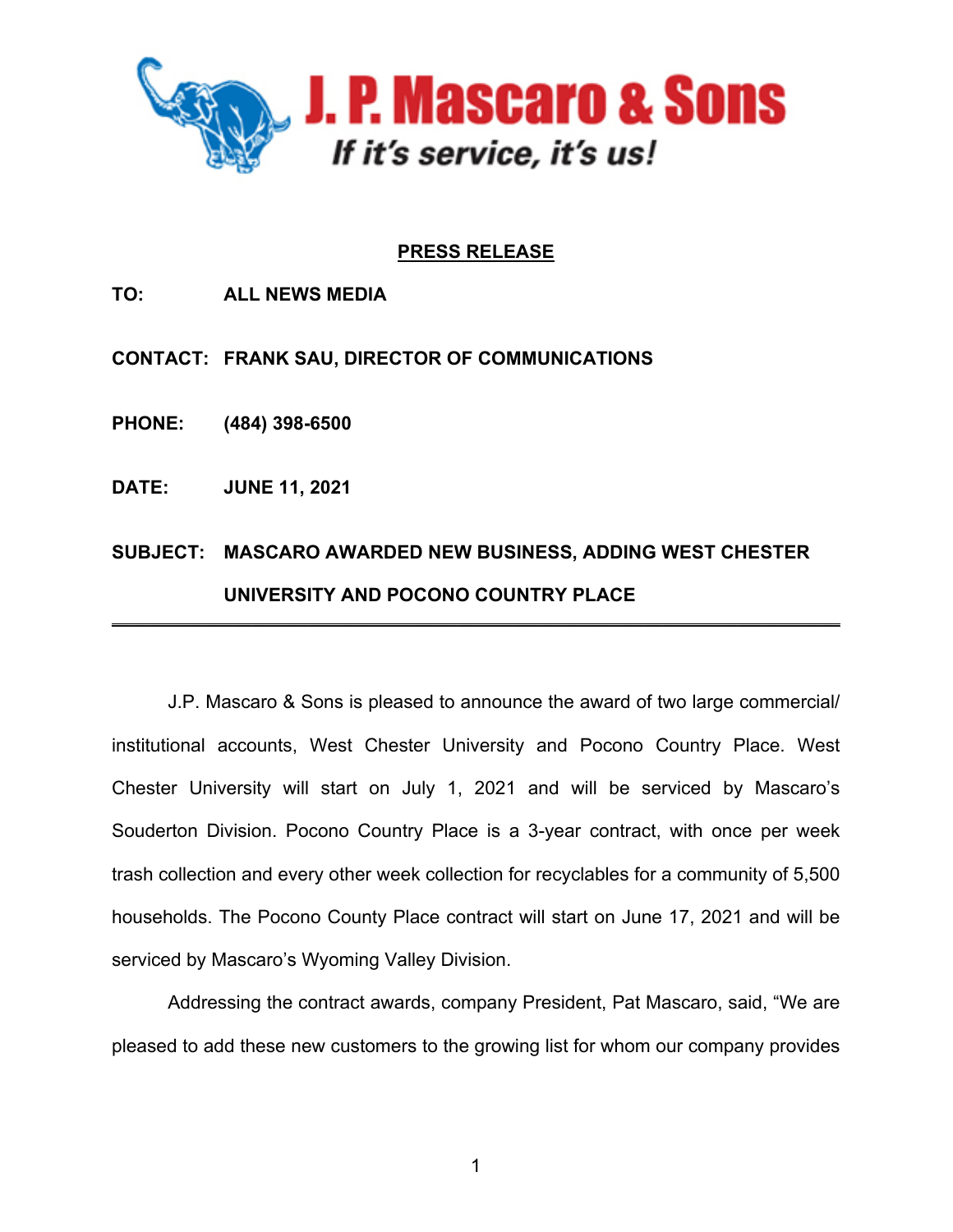J. P. Mascaro & Sons

*If it's service, it's us!*

**PRESS RELEASE**

**TO:** ALL NEWS MEDIA

**CONTACT:** FRANK SAU, DIRECTOR OF COMMUNICATIONS

**PHONE:** (484) 398-6500

**DATE:** JUNE 11, 2021

**SUBJECT:** MASCARO AWARDED NEW BUSINESS, ADDING WEST CHESTER UNIVERSITY AND POCONO COUNTRY PLACE

---

J.P. Mascaro & Sons is pleased to announce the award of two large commercial/ institutional accounts, West Chester University and Pocono Country Place. West Chester University will start on July 1, 2021 and will be serviced by Mascaro's Souderton Division. Pocono Country Place is a 3-year contract, with once per week trash collection and every other week collection for recyclables for a community of 5,500 households. The Pocono County Place contract will start on June 17, 2021 and will be serviced by Mascaro's Wyoming Valley Division.

Addressing the contract awards, company President, Pat Mascaro, said, "We are pleased to add these new customers to the growing list for whom our company provides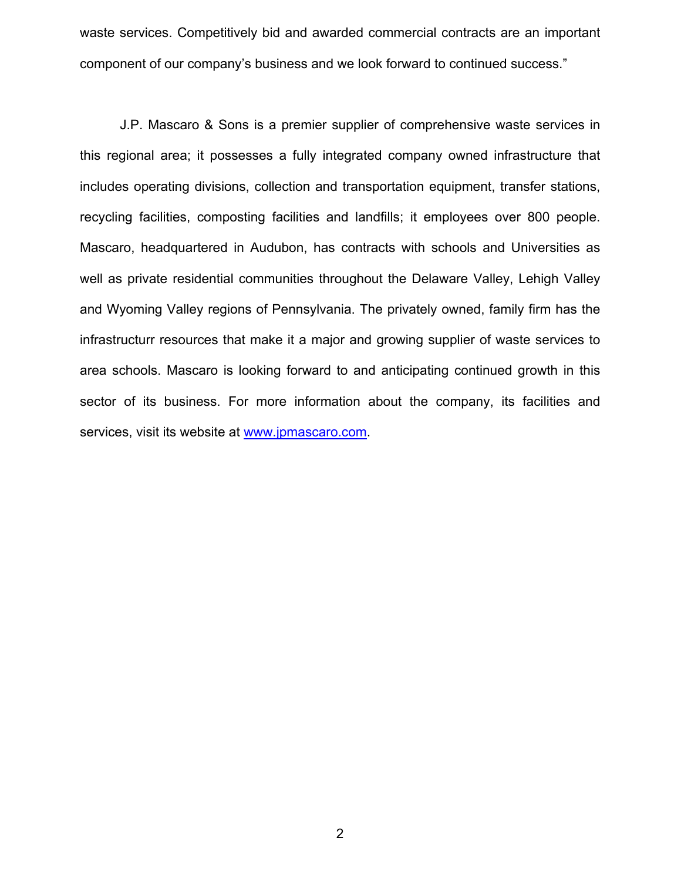waste services. Competitively bid and awarded commercial contracts are an important component of our company's business and we look forward to continued success."

J.P. Mascaro & Sons is a premier supplier of comprehensive waste services in this regional area; it possesses a fully integrated company owned infrastructure that includes operating divisions, collection and transportation equipment, transfer stations, recycling facilities, composting facilities and landfills; it employees over 800 people. Mascaro, headquartered in Audubon, has contracts with schools and Universities as well as private residential communities throughout the Delaware Valley, Lehigh Valley and Wyoming Valley regions of Pennsylvania. The privately owned, family firm has the infrastructurr resources that make it a major and growing supplier of waste services to area schools. Mascaro is looking forward to and anticipating continued growth in this sector of its business. For more information about the company, its facilities and services, visit its website at [www.jpmascaro.com](http://www.jpmascaro.com).